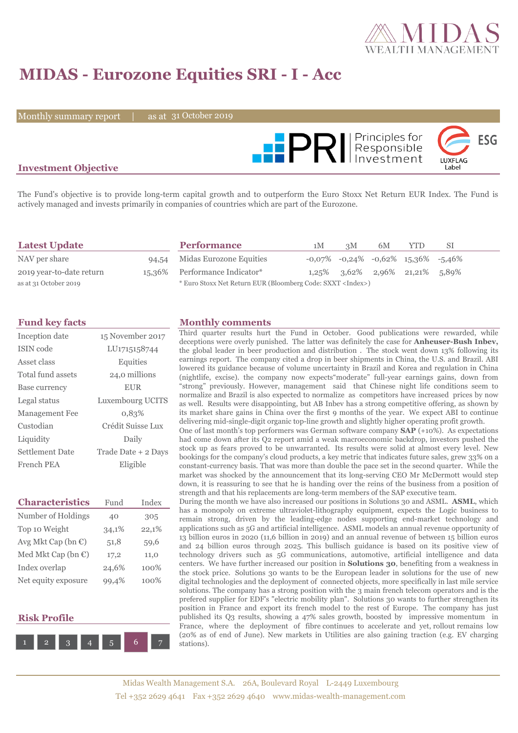# MIDAS - Eurozone Equities SRI - I - Acc

Monthly summary report | as at 31 October 2019

## Investment Objective

The Fund's objective is to provide long-term capital growth and to outperform the Euro Stoxx Net Return EUR Index. The Fund is actively managed and invests primarily in companies of countries which are part of the Eurozone.

## Latest Update

| | |
|---|---|
| NAV per share | 94,54 |
| 2019 year-to-date return | 15,36% |

as at 31 October 2019

## Performance

| | 1M | 3M | 6M | YTD | SI |
|---|---|---|---|---|---|
| Midas Eurozone Equities | -0,07% | -0,24% | -0,62% | 15,36% | -5,46% |
| Performance Indicator* | 1,25% | 3,62% | 2,96% | 21,21% | 5,89% |

* Euro Stoxx Net Return EUR (Bloomberg Code: SXXT <Index>)

## Fund key facts

| | |
|---|---|
| Inception date | 15 November 2017 |
| ISIN code | LU1715158744 |
| Asset class | Equities |
| Total fund assets | 24,0 millions |
| Base currency | EUR |
| Legal status | Luxembourg UCITS |
| Management Fee | 0,83% |
| Custodian | Crédit Suisse Lux |
| Liquidity | Daily |
| Settlement Date | Trade Date + 2 Days |
| French PEA | Eligible |

## Characteristics

| | Fund | Index |
|---|---|---|
| Number of Holdings | 40 | 305 |
| Top 10 Weight | 34,1% | 22,1% |
| Avg Mkt Cap (bn €) | 51,8 | 59,6 |
| Med Mkt Cap (bn €) | 17,2 | 11,0 |
| Index overlap | 24,6% | 100% |
| Net equity exposure | 99,4% | 100% |

## Risk Profile

1 2 3 4 5 **6** 7

## Monthly comments

Third quarter results hurt the Fund in October. Good publications were rewarded, while deceptions were overly punished. The latter was definitely the case for **Anheuser-Bush Inbev,** the global leader in beer production and distribution . The stock went down 13% following its earnings report. The company cited a drop in beer shipments in China, the U.S. and Brazil. ABI lowered its guidance because of volume uncertainty in Brazil and Korea and regulation in China (nightlife, excise). the company now expects"moderate" full-year earnings gains, down from "strong" previously. However, management said that Chinese night life conditions seem to normalize and Brazil is also expected to normalize as competitors have increased prices by now as well. Results were disappointing, but AB Inbev has a strong competitive offering, as shown by its market share gains in China over the first 9 months of the year. We expect ABI to continue delivering mid-single-digit organic top-line growth and slightly higher operating profit growth.

One of last month's top performers was German software company **SAP** (+10%). As expectations had come down after its Q2 report amid a weak macroeconomic backdrop, investors pushed the stock up as fears proved to be unwarranted. Its results were solid at almost every level. New bookings for the company's cloud products, a key metric that indicates future sales, grew 33% on a constant-currency basis. That was more than double the pace set in the second quarter. While the market was shocked by the announcement that its long-serving CEO Mr McDermott would step down, it is reassuring to see that he is handing over the reins of the business from a position of strength and that his replacements are long-term members of the SAP executive team.

During the month we have also increased our positions in Solutions 30 and ASML. **ASML**, which has a monopoly on extreme ultraviolet-lithography equipment, expects the Logic business to remain strong, driven by the leading-edge nodes supporting end-market technology and applications such as 5G and artificial intelligence. ASML models an annual revenue opportunity of 13 billion euros in 2020 (11,6 billion in 2019) and an annual revenue of between 15 billion euros and 24 billion euros through 2025. This bullisch guidance is based on its positive view of technology drivers such as 5G communications, automotive, artificial intelligence and data centers. We have further increased our position in **Solutions 30**, benefiting from a weakness in the stock price. Solutions 30 wants to be the European leader in solutions for the use of new digital technologies and the deployment of connected objects, more specifically in last mile service solutions. The company has a strong position with the 3 main french telecom operators and is the prefered supplier for EDF's "electric mobility plan". Solutions 30 wants to further strengthen its position in France and export its french model to the rest of Europe. The company has just published its Q3 results, showing a 47% sales growth, boosted by impressive momentum in France, where the deployment of fibre continues to accelerate and yet, rollout remains low (20% as of end of June). New markets in Utilities are also gaining traction (e.g. EV charging stations).

Midas Wealth Management S.A. 26A, Boulevard Royal L-2449 Luxembourg
Tel +352 2629 4641 Fax +352 2629 4640 www.midas-wealth-management.com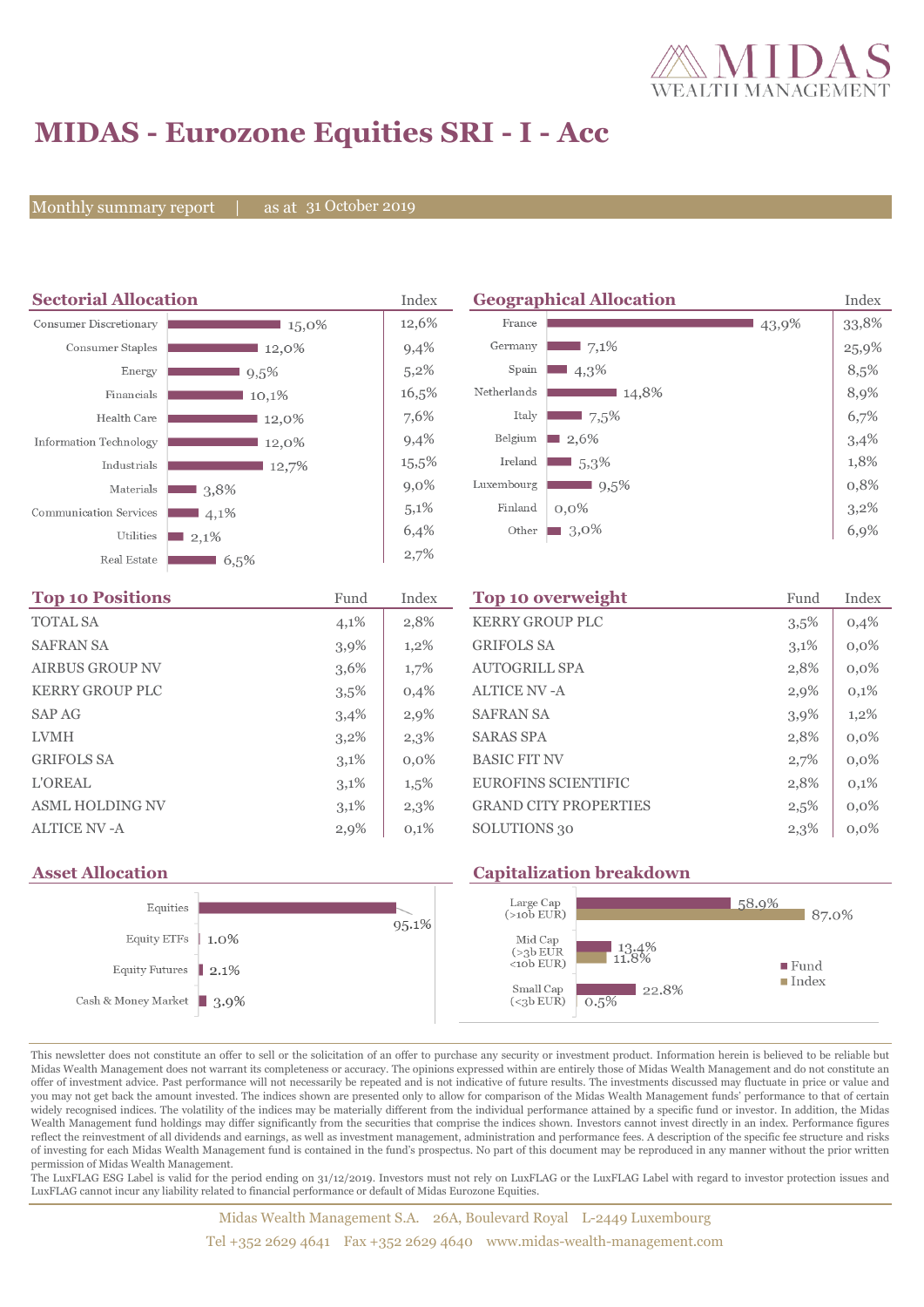# MIDAS - Eurozone Equities SRI - I - Acc

Monthly summary report | as at 31 October 2019

## Sectorial Allocation

Index

Consumer Discretionary 15,0% 12,6%
Consumer Staples 12,0% 9,4%
Energy 9,5% 5,2%
Financials 10,1% 16,5%
Health Care 12,0% 7,6%
Information Technology 12,0% 9,4%
Industrials 12,7% 15,5%
Materials 3,8% 9,0%
Communication Services 4,1% 5,1%
Utilities 2,1% 6,4%
Real Estate 6,5% 2,7%

## Geographical Allocation

Index

France 43,9% 33,8%
Germany 7,1% 25,9%
Spain 4,3% 8,5%
Netherlands 14,8% 8,9%
Italy 7,5% 6,7%
Belgium 2,6% 3,4%
Ireland 5,3% 1,8%
Luxembourg 9,5% 0,8%
Finland 0,0% 3,2%
Other 3,0% 6,9%

## Top 10 Positions

| Top 10 Positions | Fund | Index |
|---|---|---|
| TOTAL SA | 4,1% | 2,8% |
| SAFRAN SA | 3,9% | 1,2% |
| AIRBUS GROUP NV | 3,6% | 1,7% |
| KERRY GROUP PLC | 3,5% | 0,4% |
| SAP AG | 3,4% | 2,9% |
| LVMH | 3,2% | 2,3% |
| GRIFOLS SA | 3,1% | 0,0% |
| L'OREAL | 3,1% | 1,5% |
| ASML HOLDING NV | 3,1% | 2,3% |
| ALTICE NV -A | 2,9% | 0,1% |

## Top 10 overweight

| Top 10 overweight | Fund | Index |
|---|---|---|
| KERRY GROUP PLC | 3,5% | 0,4% |
| GRIFOLS SA | 3,1% | 0,0% |
| AUTOGRILL SPA | 2,8% | 0,0% |
| ALTICE NV -A | 2,9% | 0,1% |
| SAFRAN SA | 3,9% | 1,2% |
| SARAS SPA | 2,8% | 0,0% |
| BASIC FIT NV | 2,7% | 0,0% |
| EUROFINS SCIENTIFIC | 2,8% | 0,1% |
| GRAND CITY PROPERTIES | 2,5% | 0,0% |
| SOLUTIONS 30 | 2,3% | 0,0% |

## Asset Allocation

Equities 95.1%
Equity ETFs 1.0%
Equity Futures 2.1%
Cash & Money Market 3.9%

## Capitalization breakdown

Large Cap (>10b EUR) 58.9% 87.0%
Mid Cap (>3b EUR <10b EUR) 13.4% 11.8%
Small Cap (<3b EUR) 22.8% 0.5%

Fund
Index

This newsletter does not constitute an offer to sell or the solicitation of an offer to purchase any security or investment product. Information herein is believed to be reliable but Midas Wealth Management does not warrant its completeness or accuracy. The opinions expressed within are entirely those of Midas Wealth Management and do not constitute an offer of investment advice. Past performance will not necessarily be repeated and is not indicative of future results. The investments discussed may fluctuate in price or value and you may not get back the amount invested. The indices shown are presented only to allow for comparison of the Midas Wealth Management funds' performance to that of certain widely recognised indices. The volatility of the indices may be materially different from the individual performance attained by a specific fund or investor. In addition, the Midas Wealth Management fund holdings may differ significantly from the securities that comprise the indices shown. Investors cannot invest directly in an index. Performance figures reflect the reinvestment of all dividends and earnings, as well as investment management, administration and performance fees. A description of the specific fee structure and risks of investing for each Midas Wealth Management fund is contained in the fund's prospectus. No part of this document may be reproduced in any manner without the prior written permission of Midas Wealth Management.

The LuxFLAG ESG Label is valid for the period ending on 31/12/2019. Investors must not rely on LuxFLAG or the LuxFLAG Label with regard to investor protection issues and LuxFLAG cannot incur any liability related to financial performance or default of Midas Eurozone Equities.

Midas Wealth Management S.A. 26A, Boulevard Royal L-2449 Luxembourg

Tel +352 2629 4641 Fax +352 2629 4640 www.midas-wealth-management.com